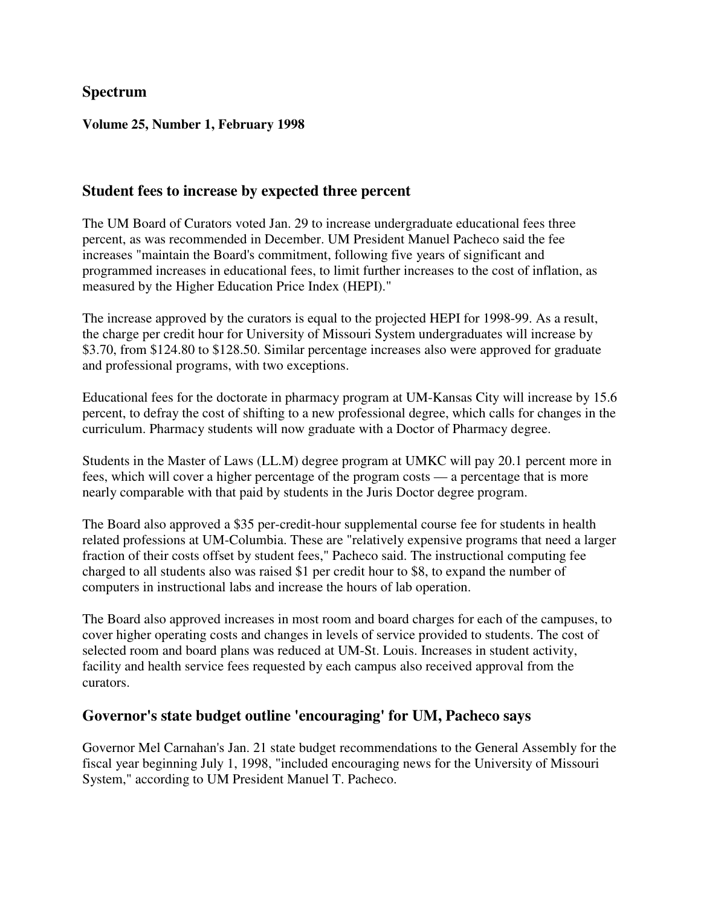## Spectrum

**Volume 25, Number 1, February 1998**

### Student fees to increase by expected three percent

The UM Board of Curators voted Jan. 29 to increase undergraduate educational fees three percent, as was recommended in December. UM President Manuel Pacheco said the fee increases "maintain the Board's commitment, following five years of significant and programmed increases in educational fees, to limit further increases to the cost of inflation, as measured by the Higher Education Price Index (HEPI)."

The increase approved by the curators is equal to the projected HEPI for 1998-99. As a result, the charge per credit hour for University of Missouri System undergraduates will increase by $3.70, from $124.80 to $128.50. Similar percentage increases also were approved for graduate and professional programs, with two exceptions.

Educational fees for the doctorate in pharmacy program at UM-Kansas City will increase by 15.6 percent, to defray the cost of shifting to a new professional degree, which calls for changes in the curriculum. Pharmacy students will now graduate with a Doctor of Pharmacy degree.

Students in the Master of Laws (LL.M) degree program at UMKC will pay 20.1 percent more in fees, which will cover a higher percentage of the program costs — a percentage that is more nearly comparable with that paid by students in the Juris Doctor degree program.

The Board also approved a $35 per-credit-hour supplemental course fee for students in health related professions at UM-Columbia. These are "relatively expensive programs that need a larger fraction of their costs offset by student fees," Pacheco said. The instructional computing fee charged to all students also was raised $1 per credit hour to $8, to expand the number of computers in instructional labs and increase the hours of lab operation.

The Board also approved increases in most room and board charges for each of the campuses, to cover higher operating costs and changes in levels of service provided to students. The cost of selected room and board plans was reduced at UM-St. Louis. Increases in student activity, facility and health service fees requested by each campus also received approval from the curators.

### Governor's state budget outline 'encouraging' for UM, Pacheco says

Governor Mel Carnahan's Jan. 21 state budget recommendations to the General Assembly for the fiscal year beginning July 1, 1998, "included encouraging news for the University of Missouri System," according to UM President Manuel T. Pacheco.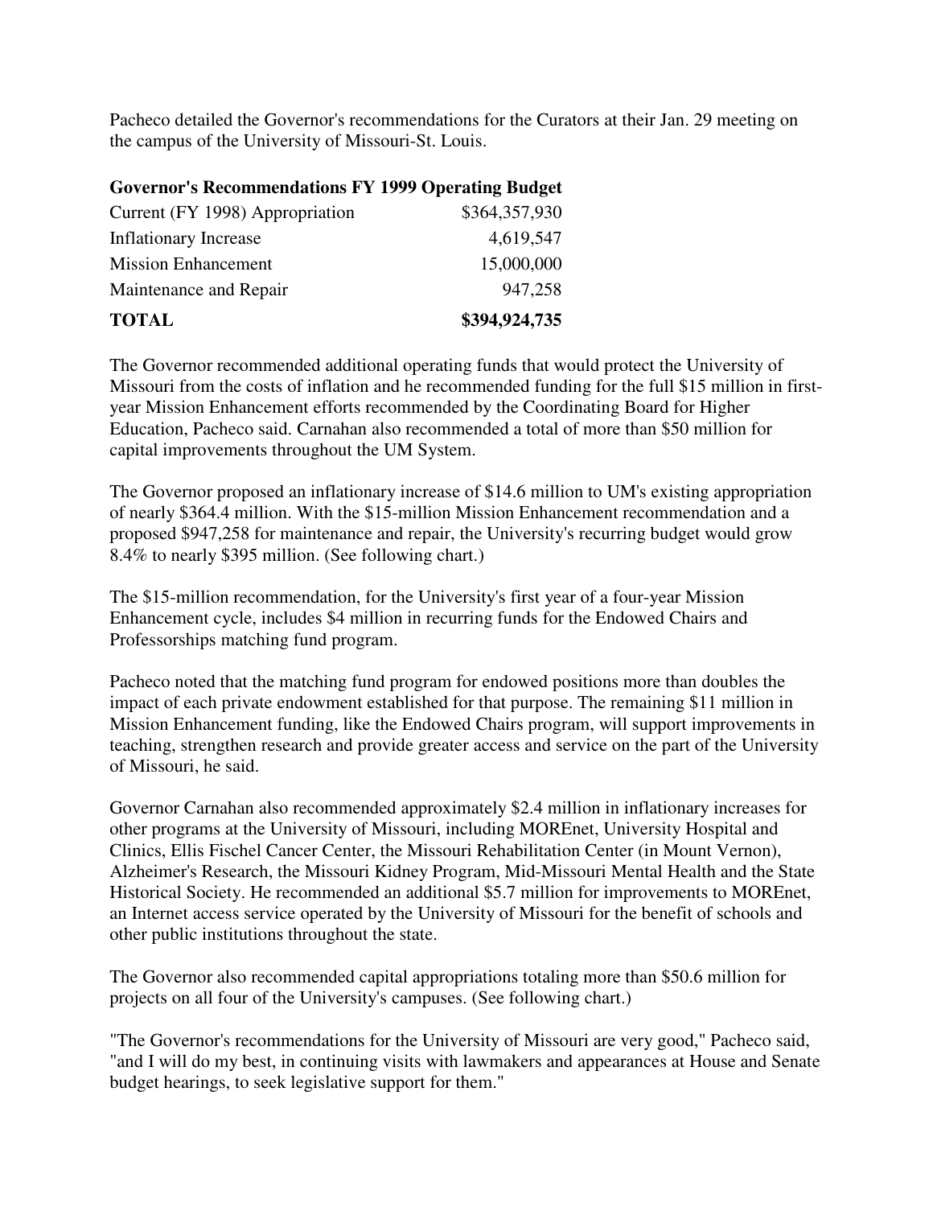Pacheco detailed the Governor's recommendations for the Curators at their Jan. 29 meeting on the campus of the University of Missouri-St. Louis.

| **Governor's Recommendations FY 1999 Operating Budget** | |
|---|---|
| Current (FY 1998) Appropriation | $364,357,930 |
| Inflationary Increase | 4,619,547 |
| Mission Enhancement | 15,000,000 |
| Maintenance and Repair | 947,258 |
| **TOTAL** | **$394,924,735** |

The Governor recommended additional operating funds that would protect the University of Missouri from the costs of inflation and he recommended funding for the full $15 million in first-year Mission Enhancement efforts recommended by the Coordinating Board for Higher Education, Pacheco said. Carnahan also recommended a total of more than $50 million for capital improvements throughout the UM System.

The Governor proposed an inflationary increase of $14.6 million to UM's existing appropriation of nearly $364.4 million. With the $15-million Mission Enhancement recommendation and a proposed $947,258 for maintenance and repair, the University's recurring budget would grow 8.4% to nearly $395 million. (See following chart.)

The $15-million recommendation, for the University's first year of a four-year Mission Enhancement cycle, includes $4 million in recurring funds for the Endowed Chairs and Professorships matching fund program.

Pacheco noted that the matching fund program for endowed positions more than doubles the impact of each private endowment established for that purpose. The remaining $11 million in Mission Enhancement funding, like the Endowed Chairs program, will support improvements in teaching, strengthen research and provide greater access and service on the part of the University of Missouri, he said.

Governor Carnahan also recommended approximately $2.4 million in inflationary increases for other programs at the University of Missouri, including MOREnet, University Hospital and Clinics, Ellis Fischel Cancer Center, the Missouri Rehabilitation Center (in Mount Vernon), Alzheimer's Research, the Missouri Kidney Program, Mid-Missouri Mental Health and the State Historical Society. He recommended an additional $5.7 million for improvements to MOREnet, an Internet access service operated by the University of Missouri for the benefit of schools and other public institutions throughout the state.

The Governor also recommended capital appropriations totaling more than $50.6 million for projects on all four of the University's campuses. (See following chart.)

"The Governor's recommendations for the University of Missouri are very good," Pacheco said, "and I will do my best, in continuing visits with lawmakers and appearances at House and Senate budget hearings, to seek legislative support for them."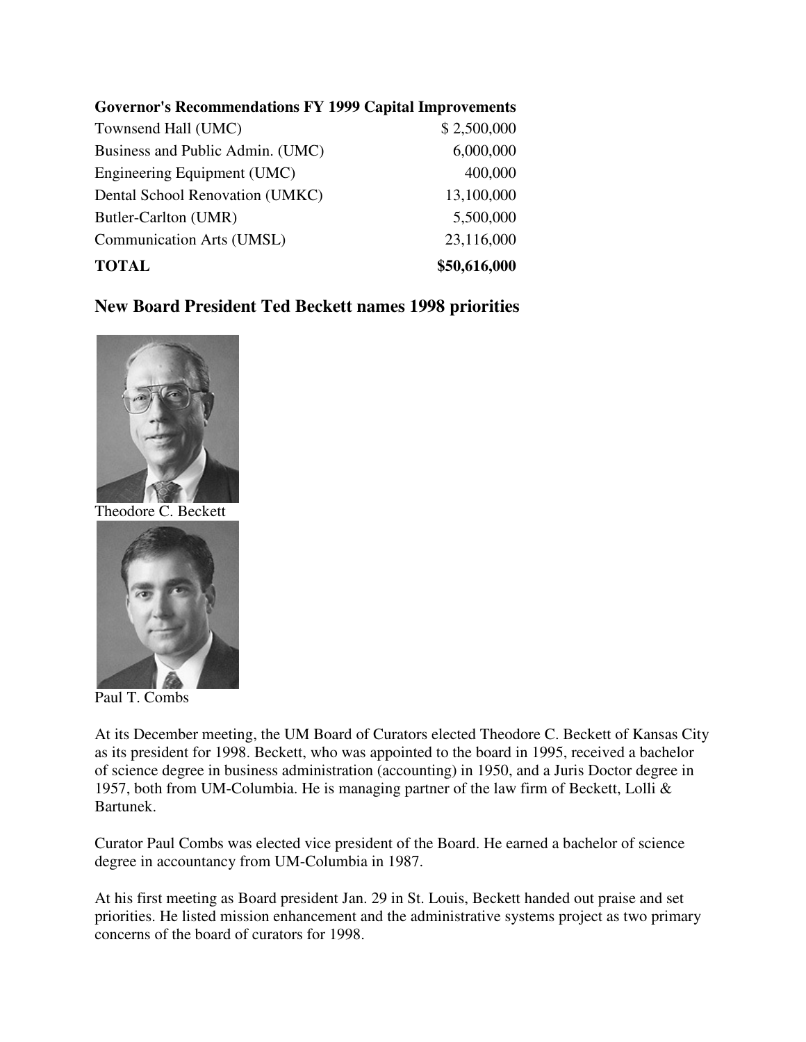**Governor's Recommendations FY 1999 Capital Improvements**

| | |
|---|---|
| Townsend Hall (UMC) | $ 2,500,000 |
| Business and Public Admin. (UMC) | 6,000,000 |
| Engineering Equipment (UMC) | 400,000 |
| Dental School Renovation (UMKC) | 13,100,000 |
| Butler-Carlton (UMR) | 5,500,000 |
| Communication Arts (UMSL) | 23,116,000 |
| **TOTAL** | **$50,616,000** |

## New Board President Ted Beckett names 1998 priorities

Theodore C. Beckett

Paul T. Combs

At its December meeting, the UM Board of Curators elected Theodore C. Beckett of Kansas City as its president for 1998. Beckett, who was appointed to the board in 1995, received a bachelor of science degree in business administration (accounting) in 1950, and a Juris Doctor degree in 1957, both from UM-Columbia. He is managing partner of the law firm of Beckett, Lolli & Bartunek.

Curator Paul Combs was elected vice president of the Board. He earned a bachelor of science degree in accountancy from UM-Columbia in 1987.

At his first meeting as Board president Jan. 29 in St. Louis, Beckett handed out praise and set priorities. He listed mission enhancement and the administrative systems project as two primary concerns of the board of curators for 1998.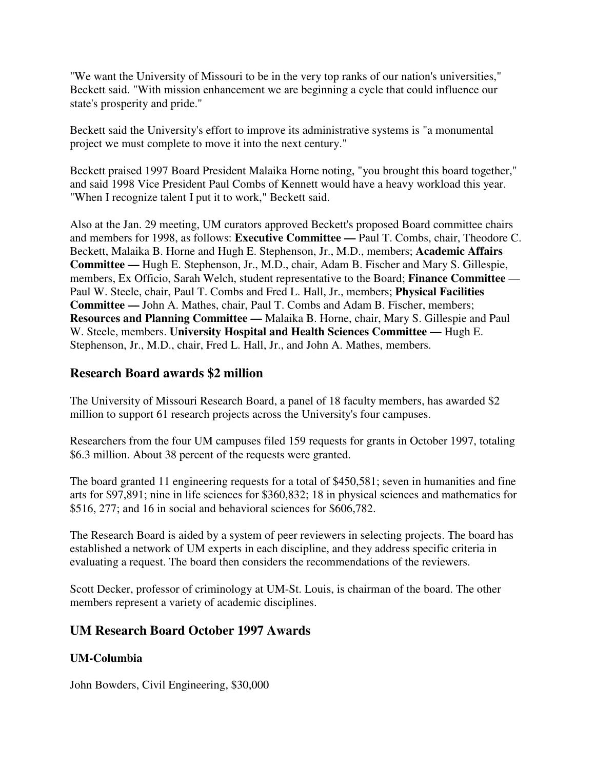"We want the University of Missouri to be in the very top ranks of our nation's universities," Beckett said. "With mission enhancement we are beginning a cycle that could influence our state's prosperity and pride."

Beckett said the University's effort to improve its administrative systems is "a monumental project we must complete to move it into the next century."

Beckett praised 1997 Board President Malaika Horne noting, "you brought this board together," and said 1998 Vice President Paul Combs of Kennett would have a heavy workload this year. "When I recognize talent I put it to work," Beckett said.

Also at the Jan. 29 meeting, UM curators approved Beckett's proposed Board committee chairs and members for 1998, as follows: **Executive Committee —** Paul T. Combs, chair, Theodore C. Beckett, Malaika B. Horne and Hugh E. Stephenson, Jr., M.D., members; **Academic Affairs Committee —** Hugh E. Stephenson, Jr., M.D., chair, Adam B. Fischer and Mary S. Gillespie, members, Ex Officio, Sarah Welch, student representative to the Board; **Finance Committee** — Paul W. Steele, chair, Paul T. Combs and Fred L. Hall, Jr., members; **Physical Facilities Committee —** John A. Mathes, chair, Paul T. Combs and Adam B. Fischer, members; **Resources and Planning Committee —** Malaika B. Horne, chair, Mary S. Gillespie and Paul W. Steele, members. **University Hospital and Health Sciences Committee —** Hugh E. Stephenson, Jr., M.D., chair, Fred L. Hall, Jr., and John A. Mathes, members.

## Research Board awards $2 million

The University of Missouri Research Board, a panel of 18 faculty members, has awarded $2 million to support 61 research projects across the University's four campuses.

Researchers from the four UM campuses filed 159 requests for grants in October 1997, totaling $6.3 million. About 38 percent of the requests were granted.

The board granted 11 engineering requests for a total of $450,581; seven in humanities and fine arts for $97,891; nine in life sciences for $360,832; 18 in physical sciences and mathematics for $516, 277; and 16 in social and behavioral sciences for $606,782.

The Research Board is aided by a system of peer reviewers in selecting projects. The board has established a network of UM experts in each discipline, and they address specific criteria in evaluating a request. The board then considers the recommendations of the reviewers.

Scott Decker, professor of criminology at UM-St. Louis, is chairman of the board. The other members represent a variety of academic disciplines.

## UM Research Board October 1997 Awards

### UM-Columbia

John Bowders, Civil Engineering, $30,000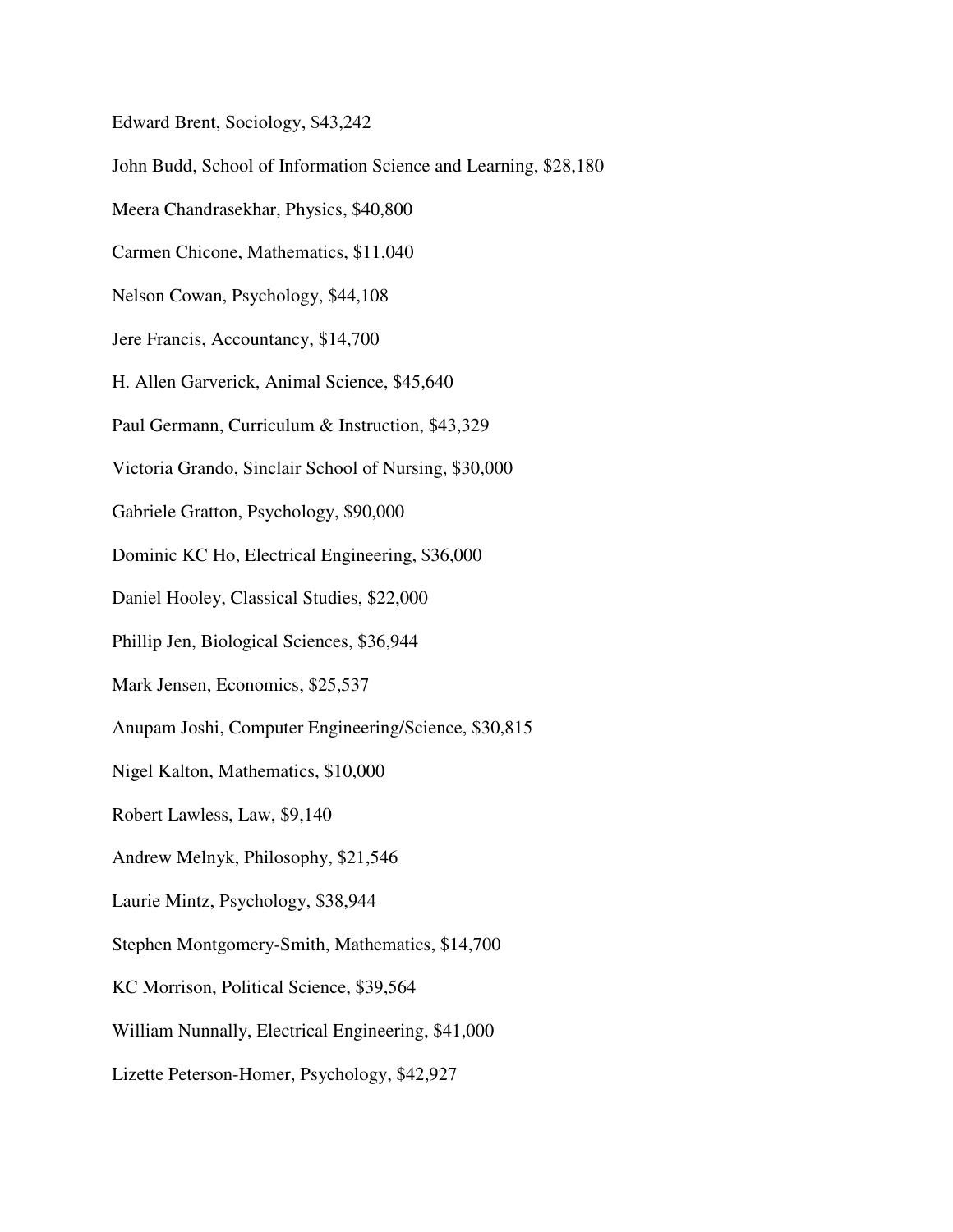Edward Brent, Sociology, $43,242

John Budd, School of Information Science and Learning, $28,180

Meera Chandrasekhar, Physics, $40,800

Carmen Chicone, Mathematics, $11,040

Nelson Cowan, Psychology, $44,108

Jere Francis, Accountancy, $14,700

H. Allen Garverick, Animal Science, $45,640

Paul Germann, Curriculum & Instruction, $43,329

Victoria Grando, Sinclair School of Nursing, $30,000

Gabriele Gratton, Psychology, $90,000

Dominic KC Ho, Electrical Engineering, $36,000

Daniel Hooley, Classical Studies, $22,000

Phillip Jen, Biological Sciences, $36,944

Mark Jensen, Economics, $25,537

Anupam Joshi, Computer Engineering/Science, $30,815

Nigel Kalton, Mathematics, $10,000

Robert Lawless, Law, $9,140

Andrew Melnyk, Philosophy, $21,546

Laurie Mintz, Psychology, $38,944

Stephen Montgomery-Smith, Mathematics, $14,700

KC Morrison, Political Science, $39,564

William Nunnally, Electrical Engineering, $41,000

Lizette Peterson-Homer, Psychology, $42,927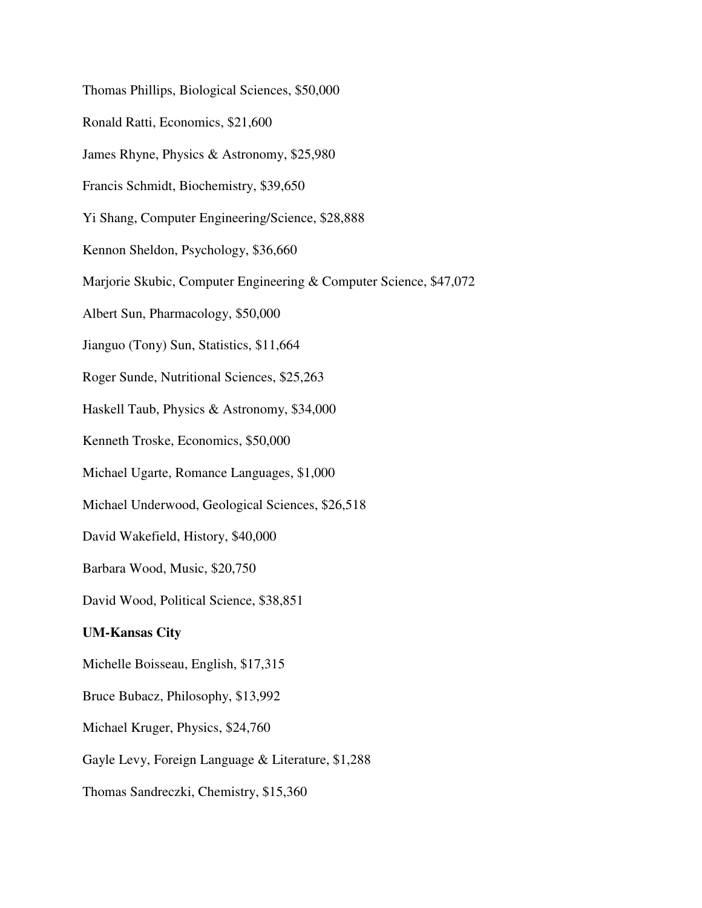Thomas Phillips, Biological Sciences, $50,000

Ronald Ratti, Economics, $21,600

James Rhyne, Physics & Astronomy, $25,980

Francis Schmidt, Biochemistry, $39,650

Yi Shang, Computer Engineering/Science, $28,888

Kennon Sheldon, Psychology, $36,660

Marjorie Skubic, Computer Engineering & Computer Science, $47,072

Albert Sun, Pharmacology, $50,000

Jianguo (Tony) Sun, Statistics, $11,664

Roger Sunde, Nutritional Sciences, $25,263

Haskell Taub, Physics & Astronomy, $34,000

Kenneth Troske, Economics, $50,000

Michael Ugarte, Romance Languages, $1,000

Michael Underwood, Geological Sciences, $26,518

David Wakefield, History, $40,000

Barbara Wood, Music, $20,750

David Wood, Political Science, $38,851

**UM-Kansas City**

Michelle Boisseau, English, $17,315

Bruce Bubacz, Philosophy, $13,992

Michael Kruger, Physics, $24,760

Gayle Levy, Foreign Language & Literature, $1,288

Thomas Sandreczki, Chemistry, $15,360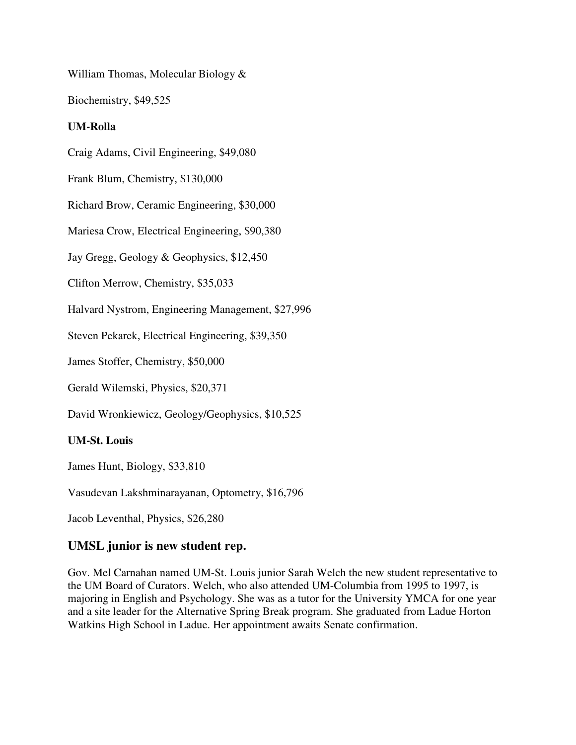William Thomas, Molecular Biology &

Biochemistry, $49,525

**UM-Rolla**

Craig Adams, Civil Engineering, $49,080

Frank Blum, Chemistry, $130,000

Richard Brow, Ceramic Engineering, $30,000

Mariesa Crow, Electrical Engineering, $90,380

Jay Gregg, Geology & Geophysics, $12,450

Clifton Merrow, Chemistry, $35,033

Halvard Nystrom, Engineering Management, $27,996

Steven Pekarek, Electrical Engineering, $39,350

James Stoffer, Chemistry, $50,000

Gerald Wilemski, Physics, $20,371

David Wronkiewicz, Geology/Geophysics, $10,525

**UM-St. Louis**

James Hunt, Biology, $33,810

Vasudevan Lakshminarayanan, Optometry, $16,796

Jacob Leventhal, Physics, $26,280

## UMSL junior is new student rep.

Gov. Mel Carnahan named UM-St. Louis junior Sarah Welch the new student representative to the UM Board of Curators. Welch, who also attended UM-Columbia from 1995 to 1997, is majoring in English and Psychology. She was as a tutor for the University YMCA for one year and a site leader for the Alternative Spring Break program. She graduated from Ladue Horton Watkins High School in Ladue. Her appointment awaits Senate confirmation.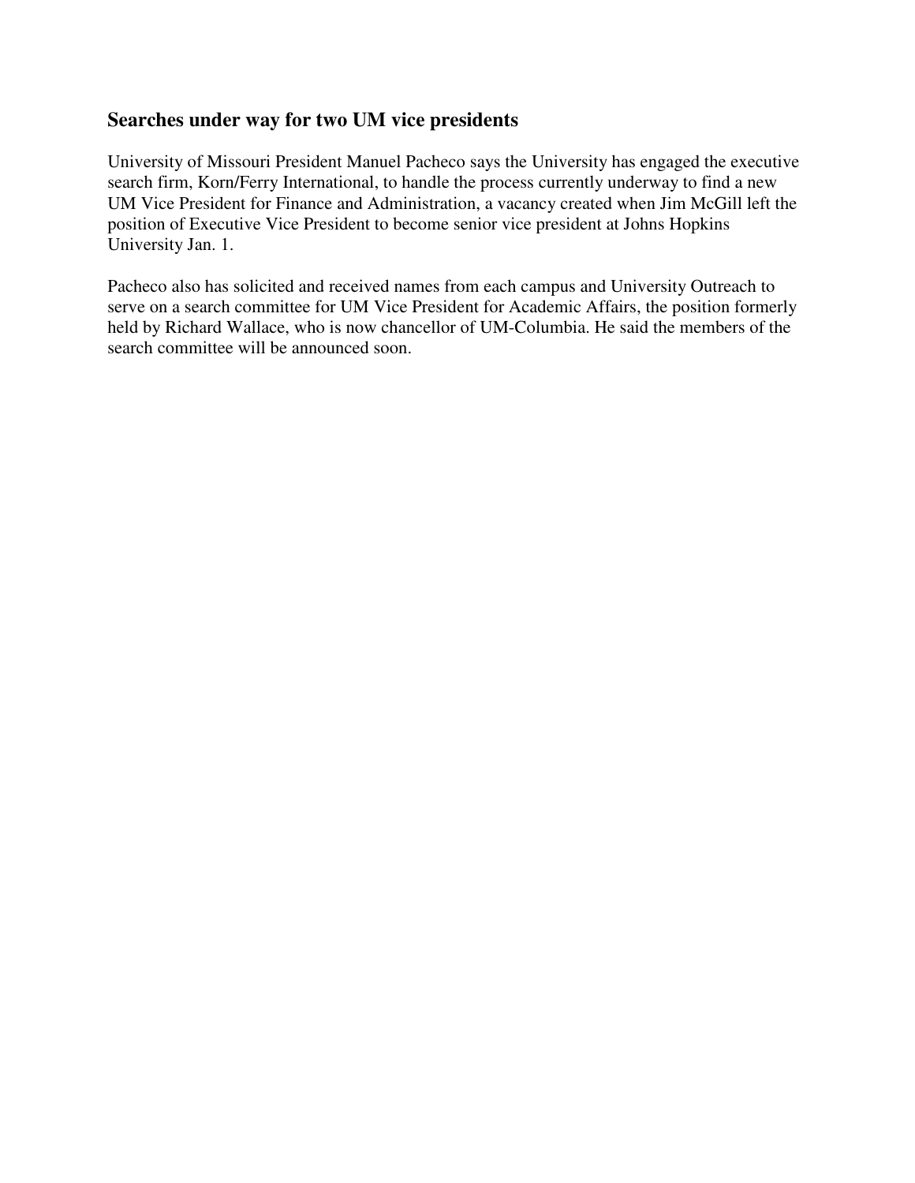### Searches under way for two UM vice presidents

University of Missouri President Manuel Pacheco says the University has engaged the executive search firm, Korn/Ferry International, to handle the process currently underway to find a new UM Vice President for Finance and Administration, a vacancy created when Jim McGill left the position of Executive Vice President to become senior vice president at Johns Hopkins University Jan. 1.

Pacheco also has solicited and received names from each campus and University Outreach to serve on a search committee for UM Vice President for Academic Affairs, the position formerly held by Richard Wallace, who is now chancellor of UM-Columbia. He said the members of the search committee will be announced soon.